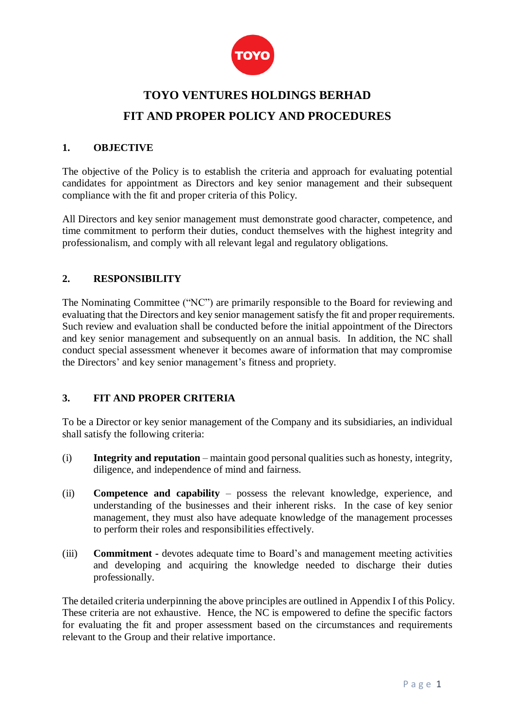TOYO

# TOYO VENTURES HOLDINGS BERHAD

# FIT AND PROPER POLICY AND PROCEDURES

## 1. OBJECTIVE

The objective of the Policy is to establish the criteria and approach for evaluating potential candidates for appointment as Directors and key senior management and their subsequent compliance with the fit and proper criteria of this Policy.

All Directors and key senior management must demonstrate good character, competence, and time commitment to perform their duties, conduct themselves with the highest integrity and professionalism, and comply with all relevant legal and regulatory obligations.

## 2. RESPONSIBILITY

The Nominating Committee ("NC") are primarily responsible to the Board for reviewing and evaluating that the Directors and key senior management satisfy the fit and proper requirements. Such review and evaluation shall be conducted before the initial appointment of the Directors and key senior management and subsequently on an annual basis. In addition, the NC shall conduct special assessment whenever it becomes aware of information that may compromise the Directors' and key senior management's fitness and propriety.

## 3. FIT AND PROPER CRITERIA

To be a Director or key senior management of the Company and its subsidiaries, an individual shall satisfy the following criteria:

(i) **Integrity and reputation** – maintain good personal qualities such as honesty, integrity, diligence, and independence of mind and fairness.

(ii) **Competence and capability** – possess the relevant knowledge, experience, and understanding of the businesses and their inherent risks. In the case of key senior management, they must also have adequate knowledge of the management processes to perform their roles and responsibilities effectively.

(iii) **Commitment -** devotes adequate time to Board's and management meeting activities and developing and acquiring the knowledge needed to discharge their duties professionally.

The detailed criteria underpinning the above principles are outlined in Appendix I of this Policy. These criteria are not exhaustive. Hence, the NC is empowered to define the specific factors for evaluating the fit and proper assessment based on the circumstances and requirements relevant to the Group and their relative importance.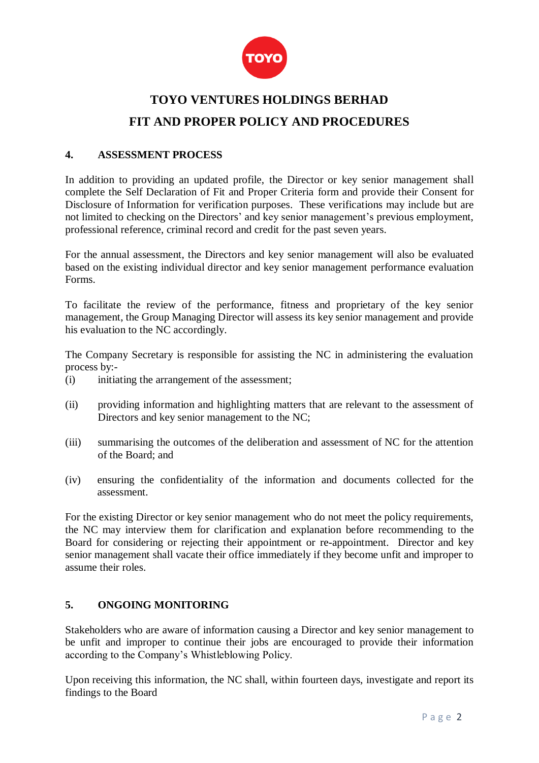# TOYO VENTURES HOLDINGS BERHAD

# FIT AND PROPER POLICY AND PROCEDURES

## 4. ASSESSMENT PROCESS

In addition to providing an updated profile, the Director or key senior management shall complete the Self Declaration of Fit and Proper Criteria form and provide their Consent for Disclosure of Information for verification purposes. These verifications may include but are not limited to checking on the Directors' and key senior management's previous employment, professional reference, criminal record and credit for the past seven years.

For the annual assessment, the Directors and key senior management will also be evaluated based on the existing individual director and key senior management performance evaluation Forms.

To facilitate the review of the performance, fitness and proprietary of the key senior management, the Group Managing Director will assess its key senior management and provide his evaluation to the NC accordingly.

The Company Secretary is responsible for assisting the NC in administering the evaluation process by:-

(i) initiating the arrangement of the assessment;

(ii) providing information and highlighting matters that are relevant to the assessment of Directors and key senior management to the NC;

(iii) summarising the outcomes of the deliberation and assessment of NC for the attention of the Board; and

(iv) ensuring the confidentiality of the information and documents collected for the assessment.

For the existing Director or key senior management who do not meet the policy requirements, the NC may interview them for clarification and explanation before recommending to the Board for considering or rejecting their appointment or re-appointment. Director and key senior management shall vacate their office immediately if they become unfit and improper to assume their roles.

## 5. ONGOING MONITORING

Stakeholders who are aware of information causing a Director and key senior management to be unfit and improper to continue their jobs are encouraged to provide their information according to the Company's Whistleblowing Policy.

Upon receiving this information, the NC shall, within fourteen days, investigate and report its findings to the Board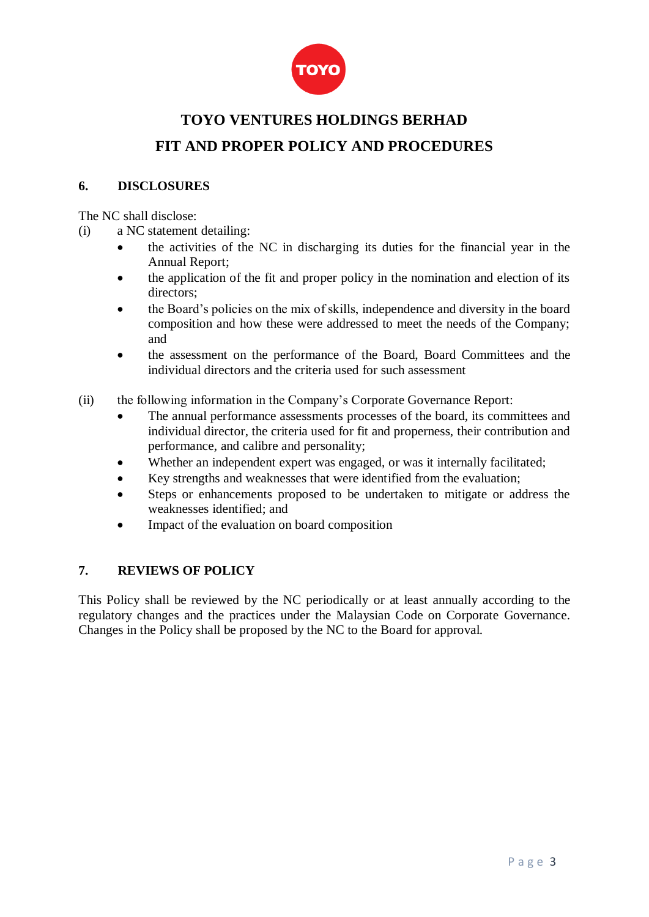# TOYO VENTURES HOLDINGS BERHAD

# FIT AND PROPER POLICY AND PROCEDURES

## 6. DISCLOSURES

The NC shall disclose:

(i) a NC statement detailing:

- the activities of the NC in discharging its duties for the financial year in the Annual Report;
- the application of the fit and proper policy in the nomination and election of its directors;
- the Board's policies on the mix of skills, independence and diversity in the board composition and how these were addressed to meet the needs of the Company; and
- the assessment on the performance of the Board, Board Committees and the individual directors and the criteria used for such assessment

(ii) the following information in the Company's Corporate Governance Report:

- The annual performance assessments processes of the board, its committees and individual director, the criteria used for fit and properness, their contribution and performance, and calibre and personality;
- Whether an independent expert was engaged, or was it internally facilitated;
- Key strengths and weaknesses that were identified from the evaluation;
- Steps or enhancements proposed to be undertaken to mitigate or address the weaknesses identified; and
- Impact of the evaluation on board composition

## 7. REVIEWS OF POLICY

This Policy shall be reviewed by the NC periodically or at least annually according to the regulatory changes and the practices under the Malaysian Code on Corporate Governance. Changes in the Policy shall be proposed by the NC to the Board for approval.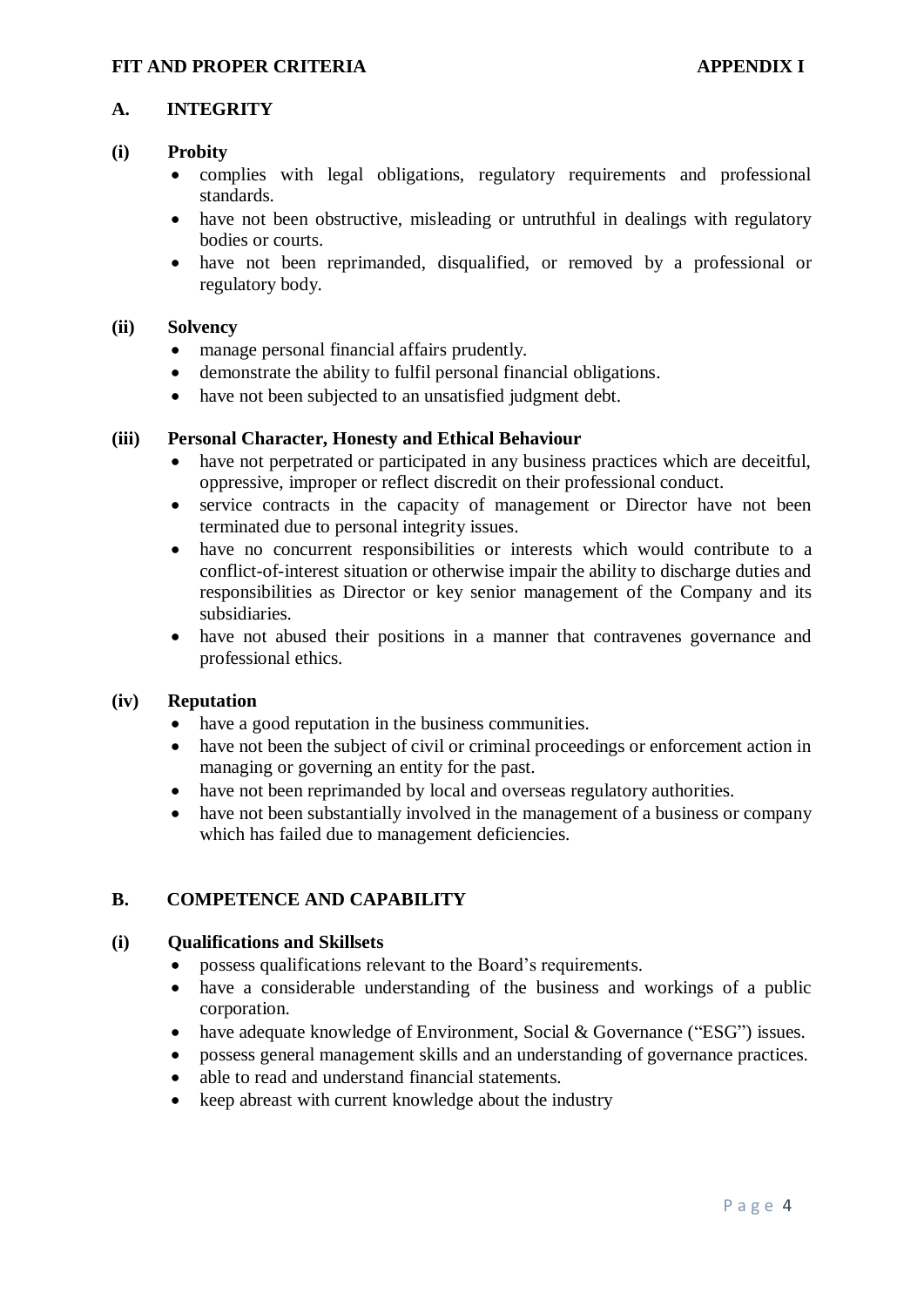**FIT AND PROPER CRITERIA** **APPENDIX I**

## A. INTEGRITY

### (i) Probity

- complies with legal obligations, regulatory requirements and professional standards.
- have not been obstructive, misleading or untruthful in dealings with regulatory bodies or courts.
- have not been reprimanded, disqualified, or removed by a professional or regulatory body.

### (ii) Solvency

- manage personal financial affairs prudently.
- demonstrate the ability to fulfil personal financial obligations.
- have not been subjected to an unsatisfied judgment debt.

### (iii) Personal Character, Honesty and Ethical Behaviour

- have not perpetrated or participated in any business practices which are deceitful, oppressive, improper or reflect discredit on their professional conduct.
- service contracts in the capacity of management or Director have not been terminated due to personal integrity issues.
- have no concurrent responsibilities or interests which would contribute to a conflict-of-interest situation or otherwise impair the ability to discharge duties and responsibilities as Director or key senior management of the Company and its subsidiaries.
- have not abused their positions in a manner that contravenes governance and professional ethics.

### (iv) Reputation

- have a good reputation in the business communities.
- have not been the subject of civil or criminal proceedings or enforcement action in managing or governing an entity for the past.
- have not been reprimanded by local and overseas regulatory authorities.
- have not been substantially involved in the management of a business or company which has failed due to management deficiencies.

## B. COMPETENCE AND CAPABILITY

### (i) Qualifications and Skillsets

- possess qualifications relevant to the Board's requirements.
- have a considerable understanding of the business and workings of a public corporation.
- have adequate knowledge of Environment, Social & Governance ("ESG") issues.
- possess general management skills and an understanding of governance practices.
- able to read and understand financial statements.
- keep abreast with current knowledge about the industry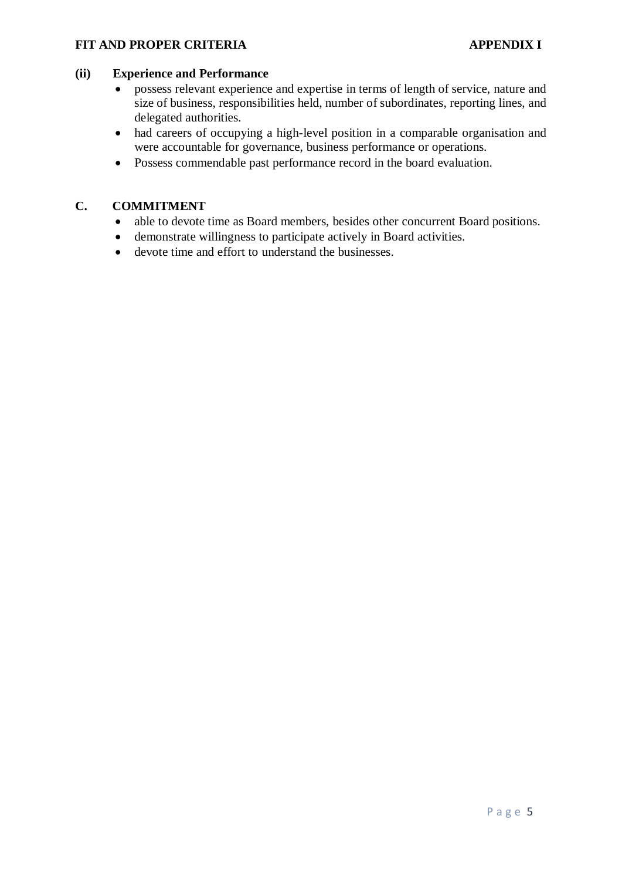**(ii) Experience and Performance**

- possess relevant experience and expertise in terms of length of service, nature and size of business, responsibilities held, number of subordinates, reporting lines, and delegated authorities.
- had careers of occupying a high-level position in a comparable organisation and were accountable for governance, business performance or operations.
- Possess commendable past performance record in the board evaluation.

## C. COMMITMENT

- able to devote time as Board members, besides other concurrent Board positions.
- demonstrate willingness to participate actively in Board activities.
- devote time and effort to understand the businesses.